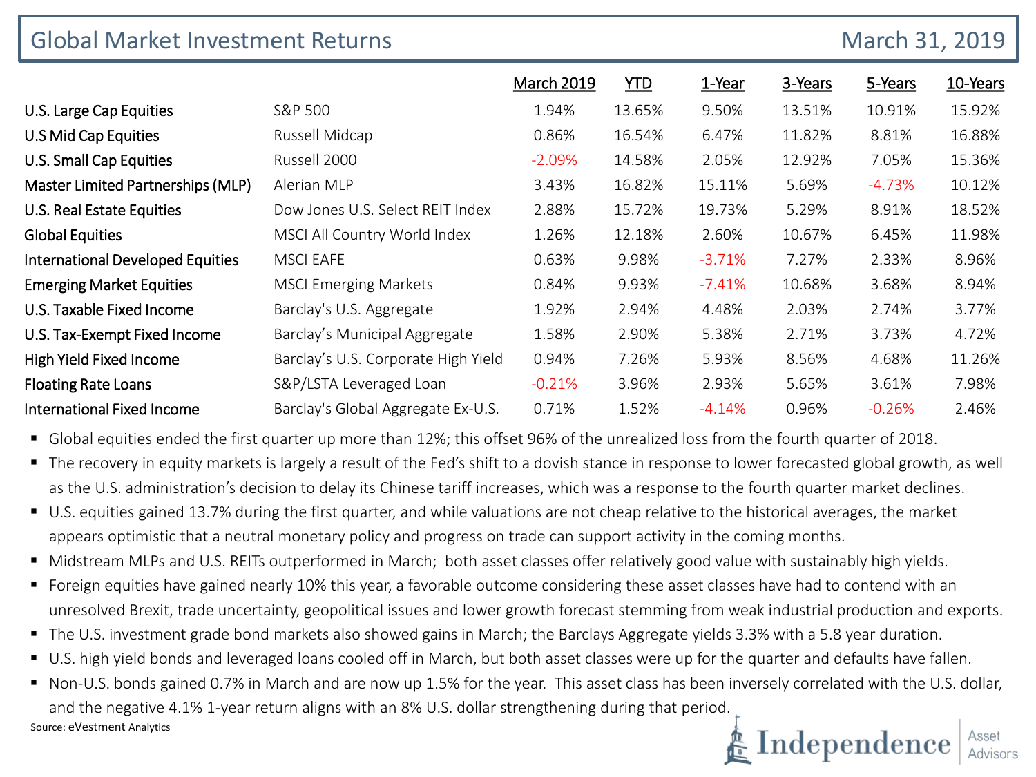# Global Market Investment Returns

March 31, 2019

| | | March 2019 | YTD | 1-Year | 3-Years | 5-Years | 10-Years |
|---|---|---|---|---|---|---|---|
| U.S. Large Cap Equities | S&P 500 | 1.94% | 13.65% | 9.50% | 13.51% | 10.91% | 15.92% |
| U.S Mid Cap Equities | Russell Midcap | 0.86% | 16.54% | 6.47% | 11.82% | 8.81% | 16.88% |
| U.S. Small Cap Equities | Russell 2000 | -2.09% | 14.58% | 2.05% | 12.92% | 7.05% | 15.36% |
| Master Limited Partnerships (MLP) | Alerian MLP | 3.43% | 16.82% | 15.11% | 5.69% | -4.73% | 10.12% |
| U.S. Real Estate Equities | Dow Jones U.S. Select REIT Index | 2.88% | 15.72% | 19.73% | 5.29% | 8.91% | 18.52% |
| Global Equities | MSCI All Country World Index | 1.26% | 12.18% | 2.60% | 10.67% | 6.45% | 11.98% |
| International Developed Equities | MSCI EAFE | 0.63% | 9.98% | -3.71% | 7.27% | 2.33% | 8.96% |
| Emerging Market Equities | MSCI Emerging Markets | 0.84% | 9.93% | -7.41% | 10.68% | 3.68% | 8.94% |
| U.S. Taxable Fixed Income | Barclay's U.S. Aggregate | 1.92% | 2.94% | 4.48% | 2.03% | 2.74% | 3.77% |
| U.S. Tax-Exempt Fixed Income | Barclay's Municipal Aggregate | 1.58% | 2.90% | 5.38% | 2.71% | 3.73% | 4.72% |
| High Yield Fixed Income | Barclay's U.S. Corporate High Yield | 0.94% | 7.26% | 5.93% | 8.56% | 4.68% | 11.26% |
| Floating Rate Loans | S&P/LSTA Leveraged Loan | -0.21% | 3.96% | 2.93% | 5.65% | 3.61% | 7.98% |
| International Fixed Income | Barclay's Global Aggregate Ex-U.S. | 0.71% | 1.52% | -4.14% | 0.96% | -0.26% | 2.46% |

- Global equities ended the first quarter up more than 12%; this offset 96% of the unrealized loss from the fourth quarter of 2018.
- The recovery in equity markets is largely a result of the Fed's shift to a dovish stance in response to lower forecasted global growth, as well as the U.S. administration's decision to delay its Chinese tariff increases, which was a response to the fourth quarter market declines.
- U.S. equities gained 13.7% during the first quarter, and while valuations are not cheap relative to the historical averages, the market appears optimistic that a neutral monetary policy and progress on trade can support activity in the coming months.
- Midstream MLPs and U.S. REITs outperformed in March; both asset classes offer relatively good value with sustainably high yields.
- Foreign equities have gained nearly 10% this year, a favorable outcome considering these asset classes have had to contend with an unresolved Brexit, trade uncertainty, geopolitical issues and lower growth forecast stemming from weak industrial production and exports.
- The U.S. investment grade bond markets also showed gains in March; the Barclays Aggregate yields 3.3% with a 5.8 year duration.
- U.S. high yield bonds and leveraged loans cooled off in March, but both asset classes were up for the quarter and defaults have fallen.
- Non-U.S. bonds gained 0.7% in March and are now up 1.5% for the year. This asset class has been inversely correlated with the U.S. dollar, and the negative 4.1% 1-year return aligns with an 8% U.S. dollar strengthening during that period.

Source: eVestment Analytics

Independence Asset Advisors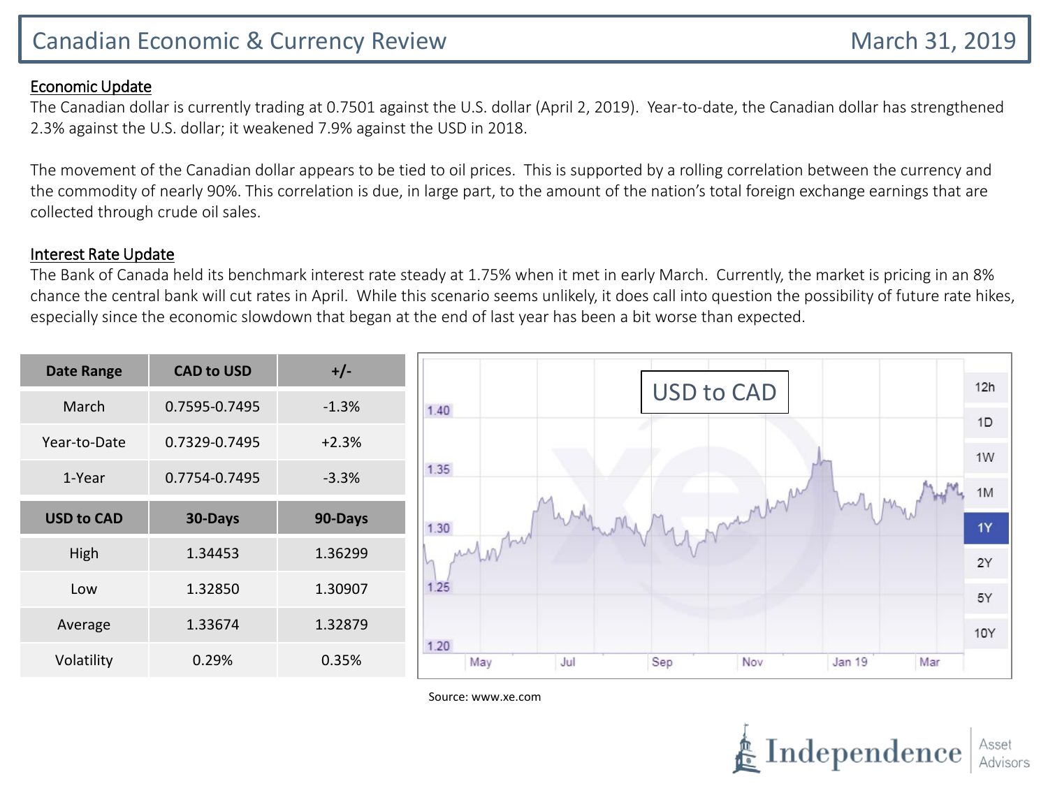# Canadian Economic & Currency Review

March 31, 2019

## Economic Update

The Canadian dollar is currently trading at 0.7501 against the U.S. dollar (April 2, 2019). Year-to-date, the Canadian dollar has strengthened 2.3% against the U.S. dollar; it weakened 7.9% against the USD in 2018.

The movement of the Canadian dollar appears to be tied to oil prices. This is supported by a rolling correlation between the currency and the commodity of nearly 90%. This correlation is due, in large part, to the amount of the nation's total foreign exchange earnings that are collected through crude oil sales.

## Interest Rate Update

The Bank of Canada held its benchmark interest rate steady at 1.75% when it met in early March. Currently, the market is pricing in an 8% chance the central bank will cut rates in April. While this scenario seems unlikely, it does call into question the possibility of future rate hikes, especially since the economic slowdown that began at the end of last year has been a bit worse than expected.

| Date Range | CAD to USD | +/- |
| --- | --- | --- |
| March | 0.7595-0.7495 | -1.3% |
| Year-to-Date | 0.7329-0.7495 | +2.3% |
| 1-Year | 0.7754-0.7495 | -3.3% |
| **USD to CAD** | **30-Days** | **90-Days** |
| High | 1.34453 | 1.36299 |
| Low | 1.32850 | 1.30907 |
| Average | 1.33674 | 1.32879 |
| Volatility | 0.29% | 0.35% |

USD to CAD

Source: www.xe.com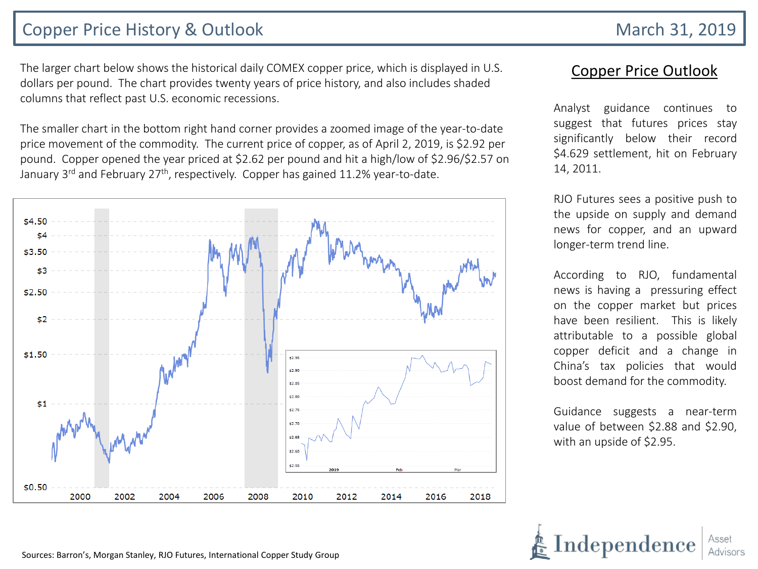# Copper Price History & Outlook

March 31, 2019

The larger chart below shows the historical daily COMEX copper price, which is displayed in U.S. dollars per pound. The chart provides twenty years of price history, and also includes shaded columns that reflect past U.S. economic recessions.

The smaller chart in the bottom right hand corner provides a zoomed image of the year-to-date price movement of the commodity. The current price of copper, as of April 2, 2019, is $2.92 per pound. Copper opened the year priced at $2.62 per pound and hit a high/low of $2.96/$2.57 on January 3rd and February 27th, respectively. Copper has gained 11.2% year-to-date.

$4.50
$4
$3.50
$3
$2.50
$2
$1.50
$1
$0.50
2000
2002
2004
2006
2008
2010
2012
2014
2016
2018

$2.95
$2.90
$2.85
$2.80
$2.75
$2.70
$2.65
$2.60
$2.55
2019
Feb
Mar

## Copper Price Outlook

Analyst guidance continues to suggest that futures prices stay significantly below their record $4.629 settlement, hit on February 14, 2011.

RJO Futures sees a positive push to the upside on supply and demand news for copper, and an upward longer-term trend line.

According to RJO, fundamental news is having a pressuring effect on the copper market but prices have been resilient. This is likely attributable to a possible global copper deficit and a change in China's tax policies that would boost demand for the commodity.

Guidance suggests a near-term value of between $2.88 and $2.90, with an upside of $2.95.

Sources: Barron's, Morgan Stanley, RJO Futures, International Copper Study Group